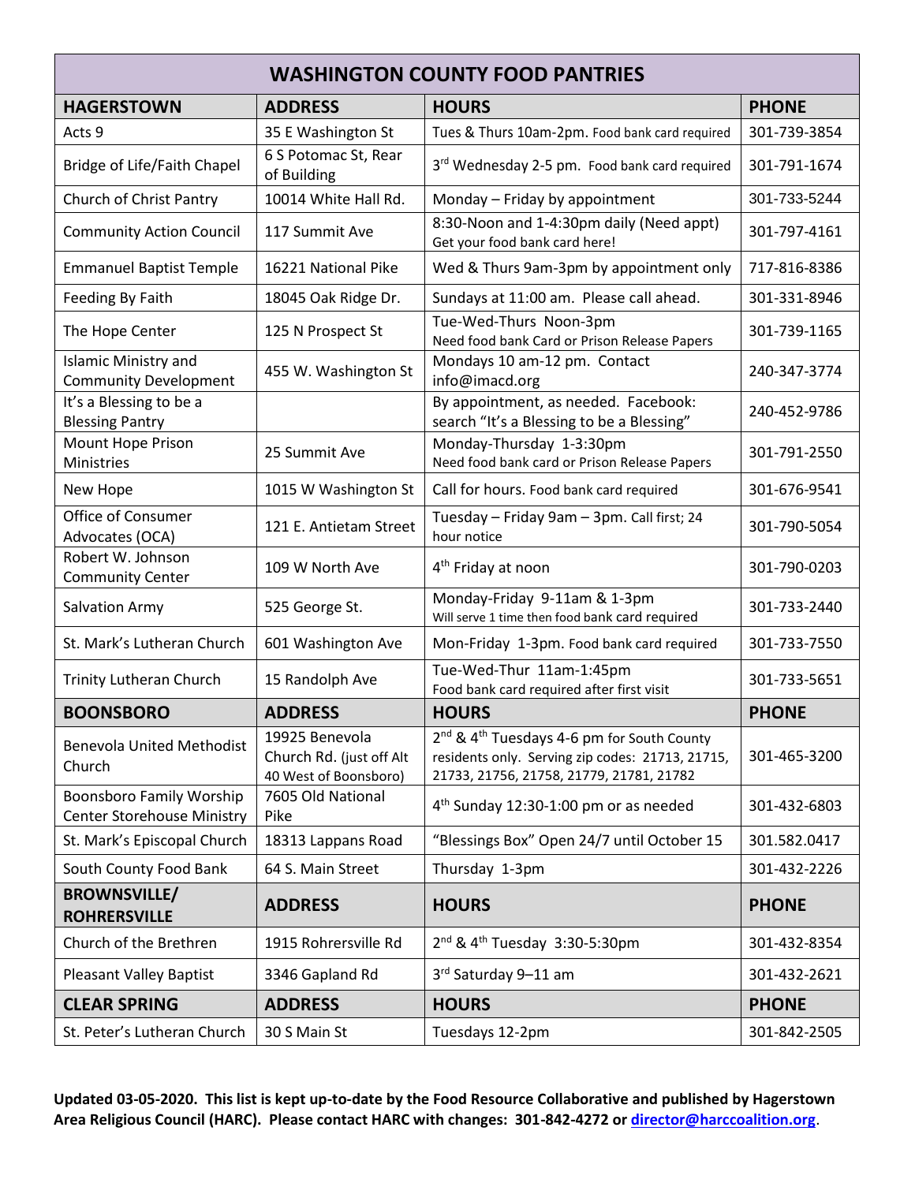# WASHINGTON COUNTY FOOD PANTRIES

| HAGERSTOWN | ADDRESS | HOURS | PHONE |
|---|---|---|---|
| Acts 9 | 35 E Washington St | Tues & Thurs 10am-2pm. Food bank card required | 301-739-3854 |
| Bridge of Life/Faith Chapel | 6 S Potomac St, Rear of Building | 3rd Wednesday 2-5 pm. Food bank card required | 301-791-1674 |
| Church of Christ Pantry | 10014 White Hall Rd. | Monday – Friday by appointment | 301-733-5244 |
| Community Action Council | 117 Summit Ave | 8:30-Noon and 1-4:30pm daily (Need appt) Get your food bank card here! | 301-797-4161 |
| Emmanuel Baptist Temple | 16221 National Pike | Wed & Thurs 9am-3pm by appointment only | 717-816-8386 |
| Feeding By Faith | 18045 Oak Ridge Dr. | Sundays at 11:00 am. Please call ahead. | 301-331-8946 |
| The Hope Center | 125 N Prospect St | Tue-Wed-Thurs Noon-3pm Need food bank Card or Prison Release Papers | 301-739-1165 |
| Islamic Ministry and Community Development | 455 W. Washington St | Mondays 10 am-12 pm. Contact info@imacd.org | 240-347-3774 |
| It's a Blessing to be a Blessing Pantry | | By appointment, as needed. Facebook: search "It's a Blessing to be a Blessing" | 240-452-9786 |
| Mount Hope Prison Ministries | 25 Summit Ave | Monday-Thursday 1-3:30pm Need food bank card or Prison Release Papers | 301-791-2550 |
| New Hope | 1015 W Washington St | Call for hours. Food bank card required | 301-676-9541 |
| Office of Consumer Advocates (OCA) | 121 E. Antietam Street | Tuesday – Friday 9am – 3pm. Call first; 24 hour notice | 301-790-5054 |
| Robert W. Johnson Community Center | 109 W North Ave | 4th Friday at noon | 301-790-0203 |
| Salvation Army | 525 George St. | Monday-Friday 9-11am & 1-3pm Will serve 1 time then food bank card required | 301-733-2440 |
| St. Mark's Lutheran Church | 601 Washington Ave | Mon-Friday 1-3pm. Food bank card required | 301-733-7550 |
| Trinity Lutheran Church | 15 Randolph Ave | Tue-Wed-Thur 11am-1:45pm Food bank card required after first visit | 301-733-5651 |
| **BOONSBORO** | **ADDRESS** | **HOURS** | **PHONE** |
| Benevola United Methodist Church | 19925 Benevola Church Rd. (just off Alt 40 West of Boonsboro) | 2nd & 4th Tuesdays 4-6 pm for South County residents only. Serving zip codes: 21713, 21715, 21733, 21756, 21758, 21779, 21781, 21782 | 301-465-3200 |
| Boonsboro Family Worship Center Storehouse Ministry | 7605 Old National Pike | 4th Sunday 12:30-1:00 pm or as needed | 301-432-6803 |
| St. Mark's Episcopal Church | 18313 Lappans Road | "Blessings Box" Open 24/7 until October 15 | 301.582.0417 |
| South County Food Bank | 64 S. Main Street | Thursday 1-3pm | 301-432-2226 |
| **BROWNSVILLE/ ROHRERSVILLE** | **ADDRESS** | **HOURS** | **PHONE** |
| Church of the Brethren | 1915 Rohrersville Rd | 2nd & 4th Tuesday 3:30-5:30pm | 301-432-8354 |
| Pleasant Valley Baptist | 3346 Gapland Rd | 3rd Saturday 9–11 am | 301-432-2621 |
| **CLEAR SPRING** | **ADDRESS** | **HOURS** | **PHONE** |
| St. Peter's Lutheran Church | 30 S Main St | Tuesdays 12-2pm | 301-842-2505 |

**Updated 03-05-2020. This list is kept up-to-date by the Food Resource Collaborative and published by Hagerstown Area Religious Council (HARC). Please contact HARC with changes: 301-842-4272 or director@harccoalition.org.**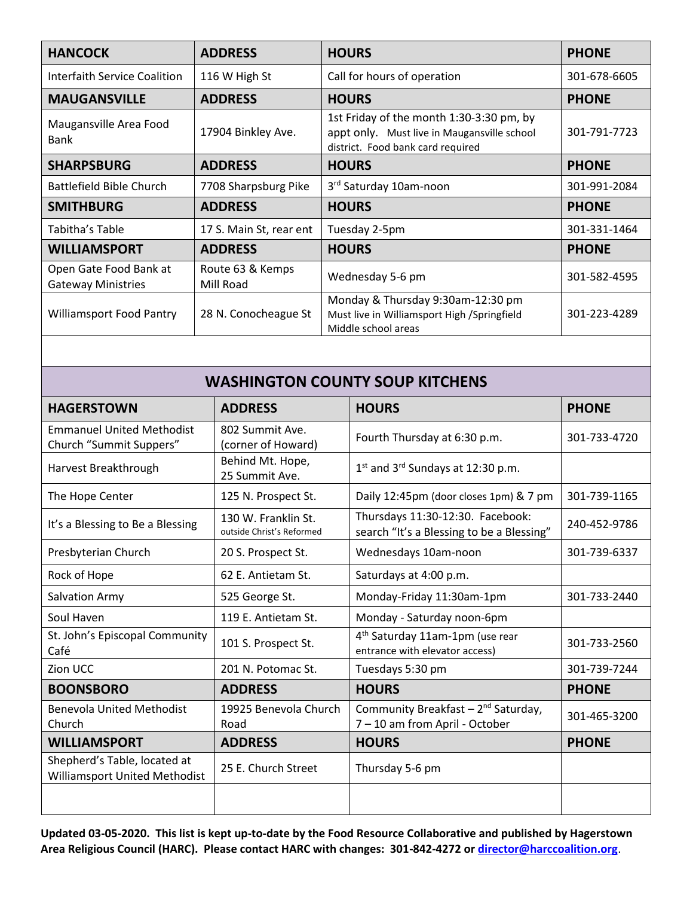| HANCOCK | ADDRESS | HOURS | PHONE |
|---|---|---|---|
| Interfaith Service Coalition | 116 W High St | Call for hours of operation | 301-678-6605 |
| **MAUGANSVILLE** | **ADDRESS** | **HOURS** | **PHONE** |
| Maugansville Area Food Bank | 17904 Binkley Ave. | 1st Friday of the month 1:30-3:30 pm, by appt only. Must live in Maugansville school district. Food bank card required | 301-791-7723 |
| **SHARPSBURG** | **ADDRESS** | **HOURS** | **PHONE** |
| Battlefield Bible Church | 7708 Sharpsburg Pike | 3rd Saturday 10am-noon | 301-991-2084 |
| **SMITHBURG** | **ADDRESS** | **HOURS** | **PHONE** |
| Tabitha's Table | 17 S. Main St, rear ent | Tuesday 2-5pm | 301-331-1464 |
| **WILLIAMSPORT** | **ADDRESS** | **HOURS** | **PHONE** |
| Open Gate Food Bank at Gateway Ministries | Route 63 & Kemps Mill Road | Wednesday 5-6 pm | 301-582-4595 |
| Williamsport Food Pantry | 28 N. Conocheague St | Monday & Thursday 9:30am-12:30 pm Must live in Williamsport High /Springfield Middle school areas | 301-223-4289 |

## WASHINGTON COUNTY SOUP KITCHENS

| HAGERSTOWN | ADDRESS | HOURS | PHONE |
|---|---|---|---|
| Emmanuel United Methodist Church "Summit Suppers" | 802 Summit Ave. (corner of Howard) | Fourth Thursday at 6:30 p.m. | 301-733-4720 |
| Harvest Breakthrough | Behind Mt. Hope, 25 Summit Ave. | 1st and 3rd Sundays at 12:30 p.m. | |
| The Hope Center | 125 N. Prospect St. | Daily 12:45pm (door closes 1pm) & 7 pm | 301-739-1165 |
| It's a Blessing to Be a Blessing | 130 W. Franklin St. outside Christ's Reformed | Thursdays 11:30-12:30. Facebook: search "It's a Blessing to be a Blessing" | 240-452-9786 |
| Presbyterian Church | 20 S. Prospect St. | Wednesdays 10am-noon | 301-739-6337 |
| Rock of Hope | 62 E. Antietam St. | Saturdays at 4:00 p.m. | |
| Salvation Army | 525 George St. | Monday-Friday 11:30am-1pm | 301-733-2440 |
| Soul Haven | 119 E. Antietam St. | Monday - Saturday noon-6pm | |
| St. John's Episcopal Community Café | 101 S. Prospect St. | 4th Saturday 11am-1pm (use rear entrance with elevator access) | 301-733-2560 |
| Zion UCC | 201 N. Potomac St. | Tuesdays 5:30 pm | 301-739-7244 |
| **BOONSBORO** | **ADDRESS** | **HOURS** | **PHONE** |
| Benevola United Methodist Church | 19925 Benevola Church Road | Community Breakfast – 2nd Saturday, 7 – 10 am from April - October | 301-465-3200 |
| **WILLIAMSPORT** | **ADDRESS** | **HOURS** | **PHONE** |
| Shepherd's Table, located at Williamsport United Methodist | 25 E. Church Street | Thursday 5-6 pm | |
| | | | |

**Updated 03-05-2020. This list is kept up-to-date by the Food Resource Collaborative and published by Hagerstown Area Religious Council (HARC). Please contact HARC with changes: 301-842-4272 or director@harccoalition.org.**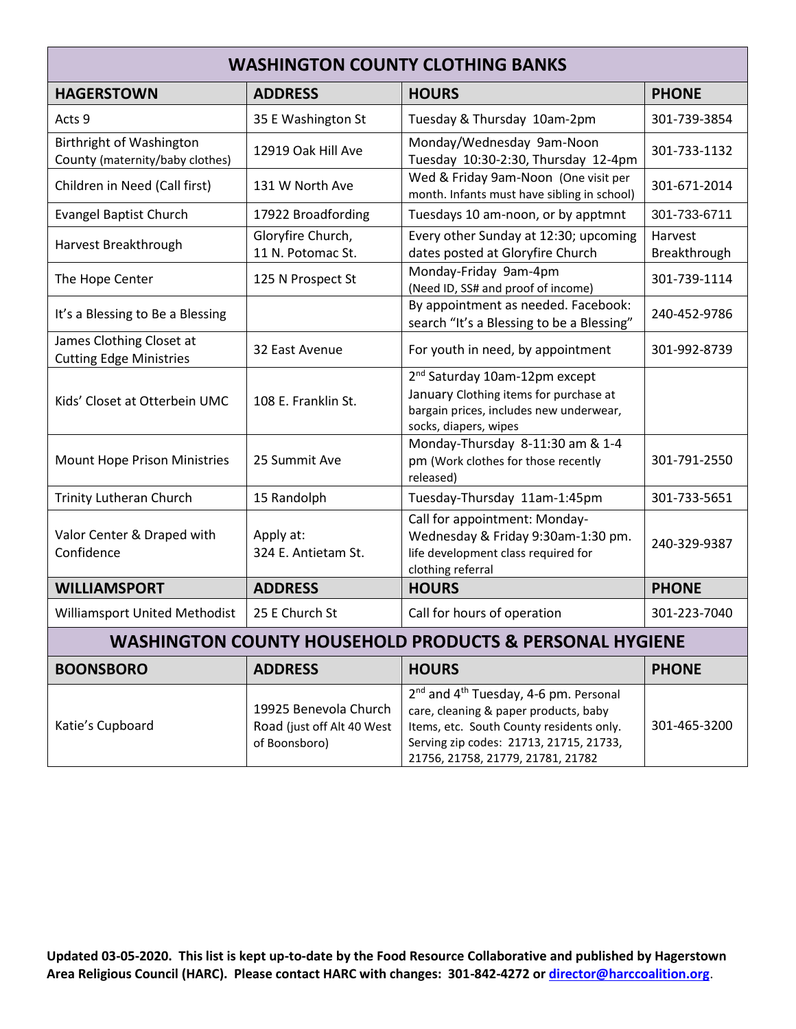## WASHINGTON COUNTY CLOTHING BANKS

| HAGERSTOWN | ADDRESS | HOURS | PHONE |
|---|---|---|---|
| Acts 9 | 35 E Washington St | Tuesday & Thursday 10am-2pm | 301-739-3854 |
| Birthright of Washington County (maternity/baby clothes) | 12919 Oak Hill Ave | Monday/Wednesday 9am-Noon Tuesday 10:30-2:30, Thursday 12-4pm | 301-733-1132 |
| Children in Need (Call first) | 131 W North Ave | Wed & Friday 9am-Noon (One visit per month. Infants must have sibling in school) | 301-671-2014 |
| Evangel Baptist Church | 17922 Broadfording | Tuesdays 10 am-noon, or by apptmnt | 301-733-6711 |
| Harvest Breakthrough | Gloryfire Church, 11 N. Potomac St. | Every other Sunday at 12:30; upcoming dates posted at Gloryfire Church | Harvest Breakthrough |
| The Hope Center | 125 N Prospect St | Monday-Friday 9am-4pm (Need ID, SS# and proof of income) | 301-739-1114 |
| It's a Blessing to Be a Blessing | | By appointment as needed. Facebook: search "It's a Blessing to be a Blessing" | 240-452-9786 |
| James Clothing Closet at Cutting Edge Ministries | 32 East Avenue | For youth in need, by appointment | 301-992-8739 |
| Kids' Closet at Otterbein UMC | 108 E. Franklin St. | 2nd Saturday 10am-12pm except January Clothing items for purchase at bargain prices, includes new underwear, socks, diapers, wipes | |
| Mount Hope Prison Ministries | 25 Summit Ave | Monday-Thursday 8-11:30 am & 1-4 pm (Work clothes for those recently released) | 301-791-2550 |
| Trinity Lutheran Church | 15 Randolph | Tuesday-Thursday 11am-1:45pm | 301-733-5651 |
| Valor Center & Draped with Confidence | Apply at: 324 E. Antietam St. | Call for appointment: Monday-Wednesday & Friday 9:30am-1:30 pm. life development class required for clothing referral | 240-329-9387 |
| **WILLIAMSPORT** | **ADDRESS** | **HOURS** | **PHONE** |
| Williamsport United Methodist | 25 E Church St | Call for hours of operation | 301-223-7040 |

## WASHINGTON COUNTY HOUSEHOLD PRODUCTS & PERSONAL HYGIENE

| BOONSBORO | ADDRESS | HOURS | PHONE |
|---|---|---|---|
| Katie's Cupboard | 19925 Benevola Church Road (just off Alt 40 West of Boonsboro) | 2nd and 4th Tuesday, 4-6 pm. Personal care, cleaning & paper products, baby Items, etc. South County residents only. Serving zip codes: 21713, 21715, 21733, 21756, 21758, 21779, 21781, 21782 | 301-465-3200 |

**Updated 03-05-2020. This list is kept up-to-date by the Food Resource Collaborative and published by Hagerstown Area Religious Council (HARC). Please contact HARC with changes: 301-842-4272 or director@harccoalition.org.**